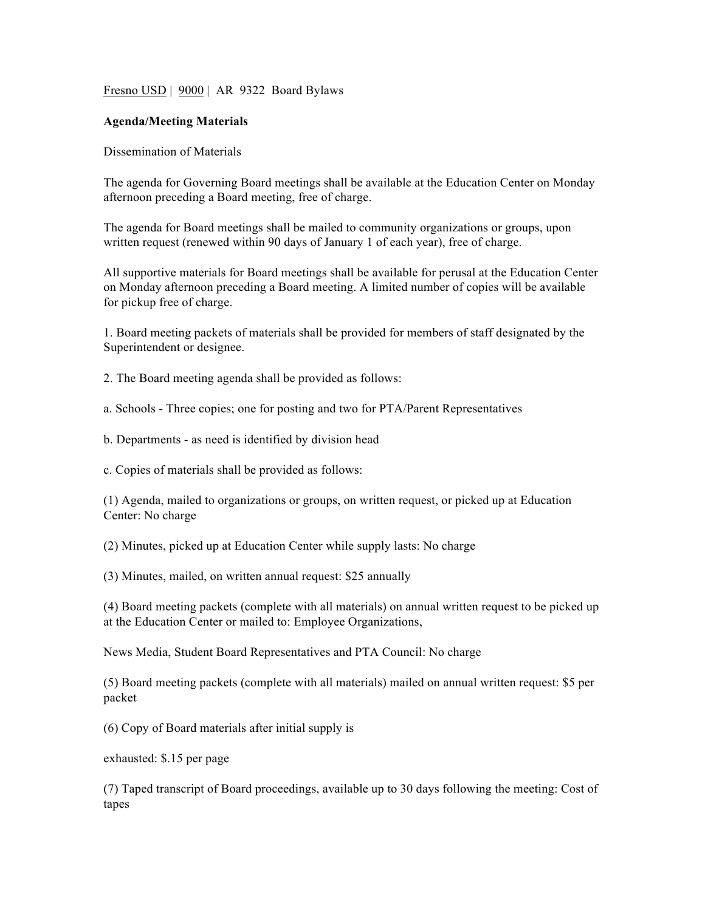Fresno USD | 9000 | AR 9322 Board Bylaws

**Agenda/Meeting Materials**

Dissemination of Materials

The agenda for Governing Board meetings shall be available at the Education Center on Monday afternoon preceding a Board meeting, free of charge.

The agenda for Board meetings shall be mailed to community organizations or groups, upon written request (renewed within 90 days of January 1 of each year), free of charge.

All supportive materials for Board meetings shall be available for perusal at the Education Center on Monday afternoon preceding a Board meeting. A limited number of copies will be available for pickup free of charge.

1. Board meeting packets of materials shall be provided for members of staff designated by the Superintendent or designee.

2. The Board meeting agenda shall be provided as follows:

a. Schools - Three copies; one for posting and two for PTA/Parent Representatives

b. Departments - as need is identified by division head

c. Copies of materials shall be provided as follows:

(1) Agenda, mailed to organizations or groups, on written request, or picked up at Education Center: No charge

(2) Minutes, picked up at Education Center while supply lasts: No charge

(3) Minutes, mailed, on written annual request: $25 annually

(4) Board meeting packets (complete with all materials) on annual written request to be picked up at the Education Center or mailed to: Employee Organizations,

News Media, Student Board Representatives and PTA Council: No charge

(5) Board meeting packets (complete with all materials) mailed on annual written request: $5 per packet

(6) Copy of Board materials after initial supply is

exhausted: $.15 per page

(7) Taped transcript of Board proceedings, available up to 30 days following the meeting: Cost of tapes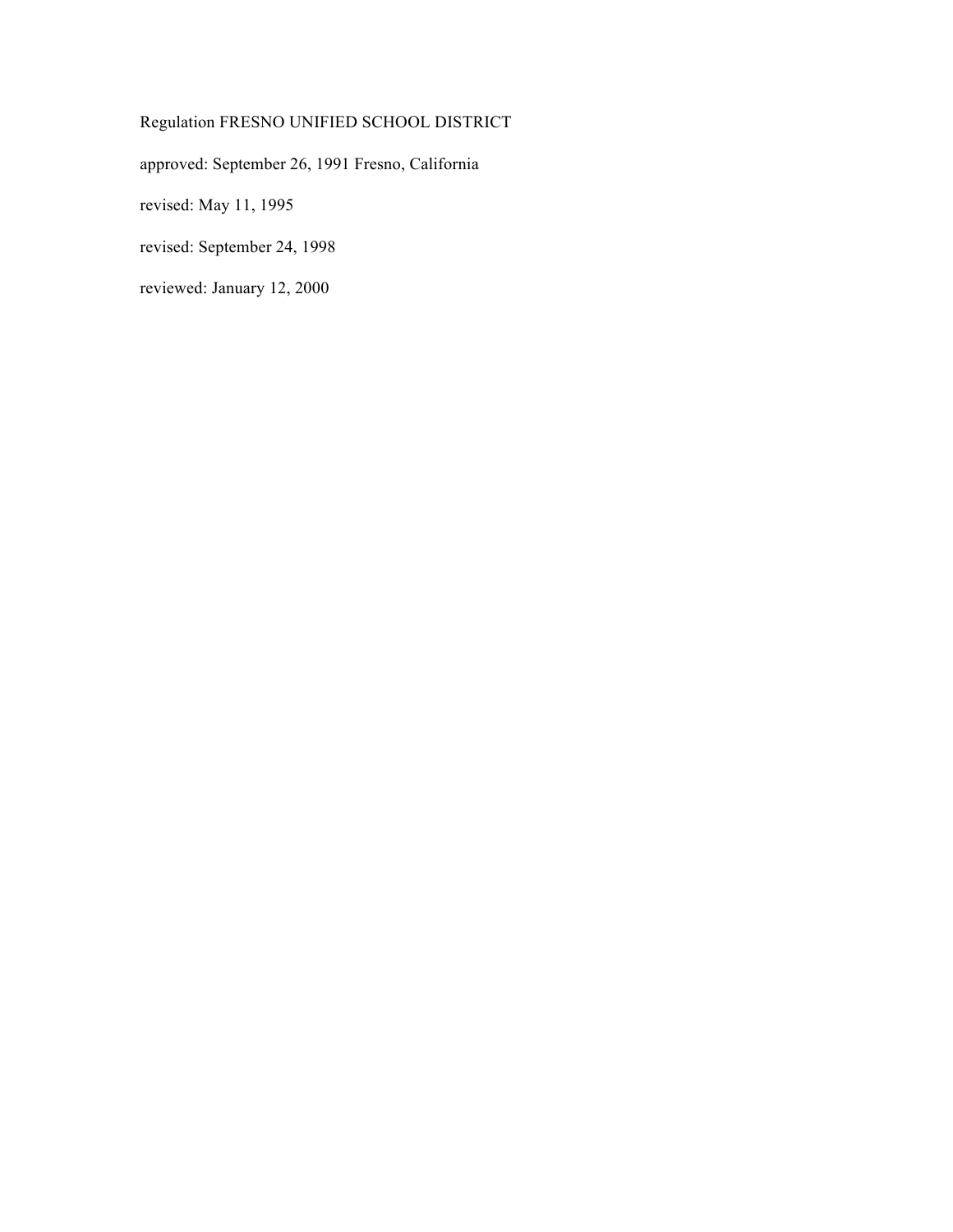Regulation FRESNO UNIFIED SCHOOL DISTRICT

approved: September 26, 1991 Fresno, California

revised: May 11, 1995

revised: September 24, 1998

reviewed: January 12, 2000